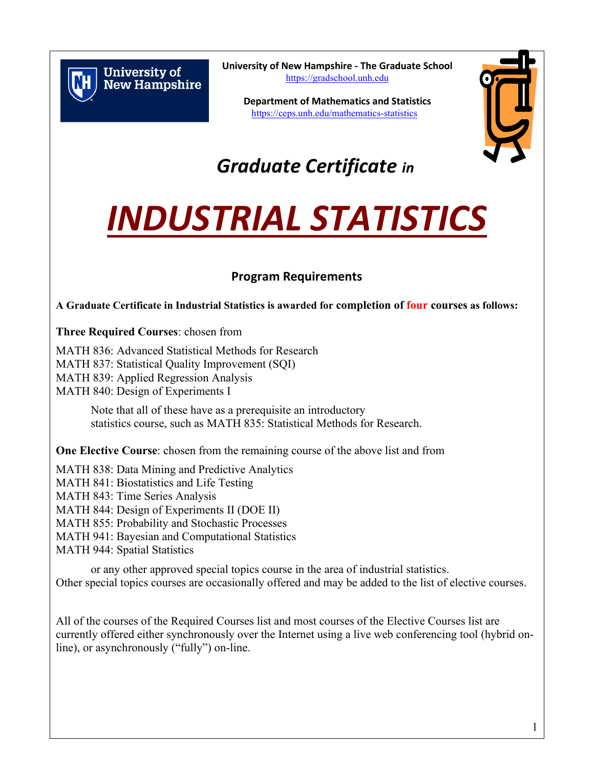University of New Hampshire - The Graduate School
https://gradschool.unh.edu

Department of Mathematics and Statistics
https://ceps.unh.edu/mathematics-statistics

## *Graduate Certificate in*

# *INDUSTRIAL STATISTICS*

### Program Requirements

**A Graduate Certificate in Industrial Statistics is awarded for completion of four courses as follows:**

**Three Required Courses**: chosen from

MATH 836: Advanced Statistical Methods for Research
MATH 837: Statistical Quality Improvement (SQI)
MATH 839: Applied Regression Analysis
MATH 840: Design of Experiments I

> Note that all of these have as a prerequisite an introductory statistics course, such as MATH 835: Statistical Methods for Research.

**One Elective Course**: chosen from the remaining course of the above list and from

MATH 838: Data Mining and Predictive Analytics
MATH 841: Biostatistics and Life Testing
MATH 843: Time Series Analysis
MATH 844: Design of Experiments II (DOE II)
MATH 855: Probability and Stochastic Processes
MATH 941: Bayesian and Computational Statistics
MATH 944: Spatial Statistics

> or any other approved special topics course in the area of industrial statistics.

Other special topics courses are occasionally offered and may be added to the list of elective courses.

All of the courses of the Required Courses list and most courses of the Elective Courses list are currently offered either synchronously over the Internet using a live web conferencing tool (hybrid on-line), or asynchronously ("fully") on-line.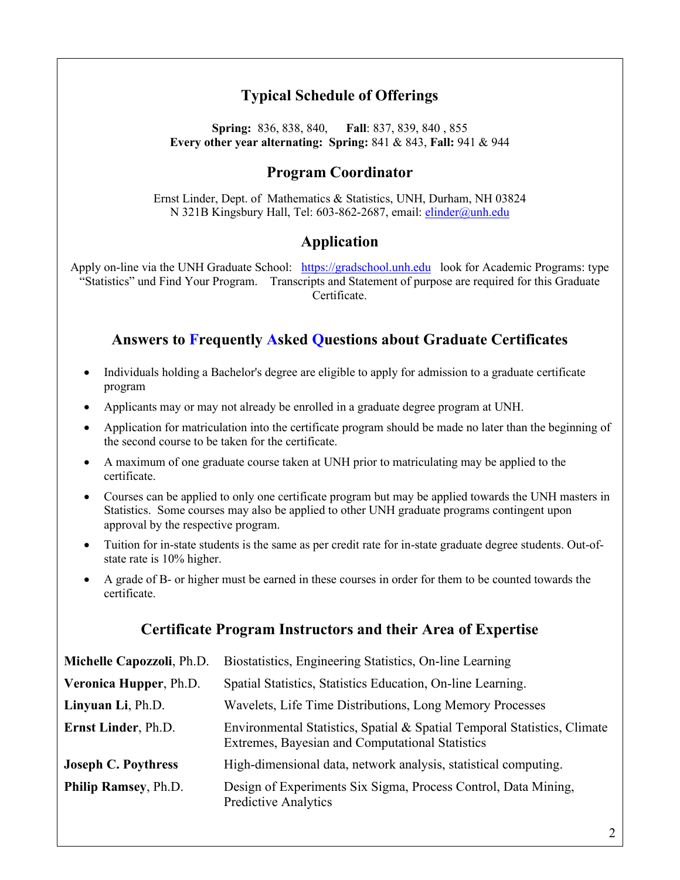## Typical Schedule of Offerings

**Spring:** 836, 838, 840, **Fall**: 837, 839, 840 , 855
**Every other year alternating: Spring:** 841 & 843, **Fall:** 941 & 944

## Program Coordinator

Ernst Linder, Dept. of Mathematics & Statistics, UNH, Durham, NH 03824
N 321B Kingsbury Hall, Tel: 603-862-2687, email: elinder@unh.edu

## Application

Apply on-line via the UNH Graduate School: https://gradschool.unh.edu look for Academic Programs: type "Statistics" und Find Your Program. Transcripts and Statement of purpose are required for this Graduate Certificate.

## Answers to Frequently Asked Questions about Graduate Certificates

- Individuals holding a Bachelor's degree are eligible to apply for admission to a graduate certificate program
- Applicants may or may not already be enrolled in a graduate degree program at UNH.
- Application for matriculation into the certificate program should be made no later than the beginning of the second course to be taken for the certificate.
- A maximum of one graduate course taken at UNH prior to matriculating may be applied to the certificate.
- Courses can be applied to only one certificate program but may be applied towards the UNH masters in Statistics. Some courses may also be applied to other UNH graduate programs contingent upon approval by the respective program.
- Tuition for in-state students is the same as per credit rate for in-state graduate degree students. Out-of-state rate is 10% higher.
- A grade of B- or higher must be earned in these courses in order for them to be counted towards the certificate.

## Certificate Program Instructors and their Area of Expertise

| | |
|---|---|
| **Michelle Capozzoli**, Ph.D. | Biostatistics, Engineering Statistics, On-line Learning |
| **Veronica Hupper**, Ph.D. | Spatial Statistics, Statistics Education, On-line Learning. |
| **Linyuan Li**, Ph.D. | Wavelets, Life Time Distributions, Long Memory Processes |
| **Ernst Linder**, Ph.D. | Environmental Statistics, Spatial & Spatial Temporal Statistics, Climate Extremes, Bayesian and Computational Statistics |
| **Joseph C. Poythress** | High-dimensional data, network analysis, statistical computing. |
| **Philip Ramsey**, Ph.D. | Design of Experiments Six Sigma, Process Control, Data Mining, Predictive Analytics |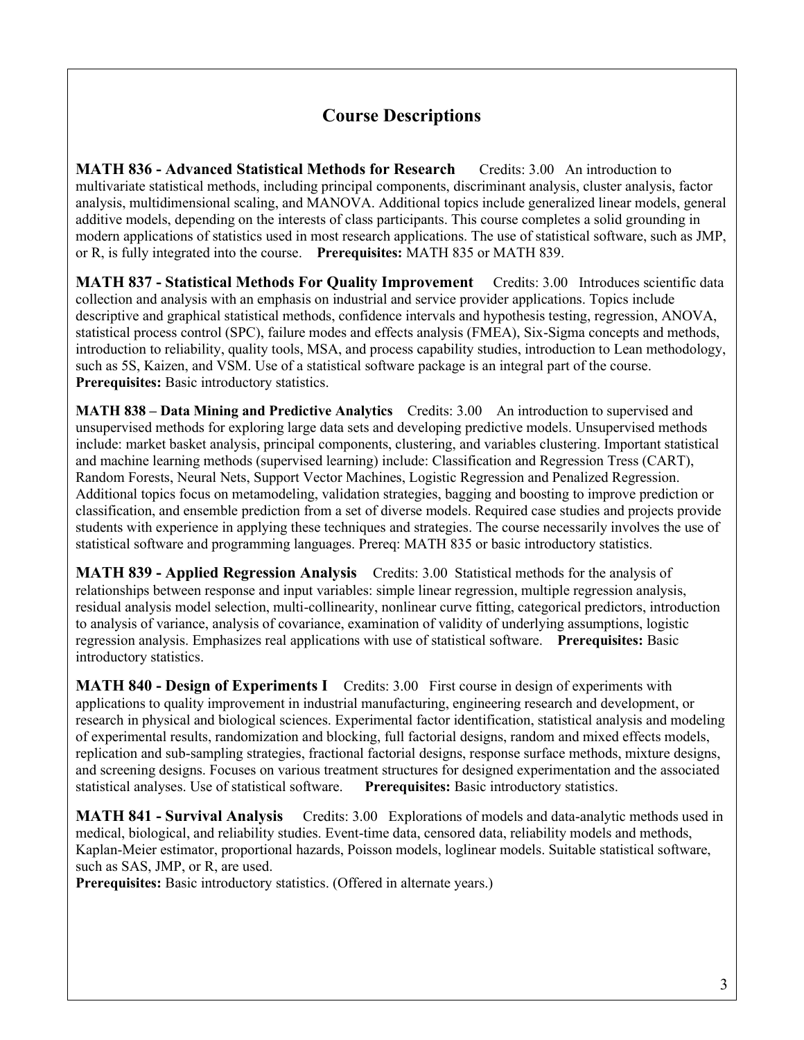## Course Descriptions

**MATH 836 - Advanced Statistical Methods for Research** Credits: 3.00 An introduction to multivariate statistical methods, including principal components, discriminant analysis, cluster analysis, factor analysis, multidimensional scaling, and MANOVA. Additional topics include generalized linear models, general additive models, depending on the interests of class participants. This course completes a solid grounding in modern applications of statistics used in most research applications. The use of statistical software, such as JMP, or R, is fully integrated into the course. **Prerequisites:** MATH 835 or MATH 839.

**MATH 837 - Statistical Methods For Quality Improvement** Credits: 3.00 Introduces scientific data collection and analysis with an emphasis on industrial and service provider applications. Topics include descriptive and graphical statistical methods, confidence intervals and hypothesis testing, regression, ANOVA, statistical process control (SPC), failure modes and effects analysis (FMEA), Six-Sigma concepts and methods, introduction to reliability, quality tools, MSA, and process capability studies, introduction to Lean methodology, such as 5S, Kaizen, and VSM. Use of a statistical software package is an integral part of the course. **Prerequisites:** Basic introductory statistics.

**MATH 838 – Data Mining and Predictive Analytics** Credits: 3.00 An introduction to supervised and unsupervised methods for exploring large data sets and developing predictive models. Unsupervised methods include: market basket analysis, principal components, clustering, and variables clustering. Important statistical and machine learning methods (supervised learning) include: Classification and Regression Tress (CART), Random Forests, Neural Nets, Support Vector Machines, Logistic Regression and Penalized Regression. Additional topics focus on metamodeling, validation strategies, bagging and boosting to improve prediction or classification, and ensemble prediction from a set of diverse models. Required case studies and projects provide students with experience in applying these techniques and strategies. The course necessarily involves the use of statistical software and programming languages. Prereq: MATH 835 or basic introductory statistics.

**MATH 839 - Applied Regression Analysis** Credits: 3.00 Statistical methods for the analysis of relationships between response and input variables: simple linear regression, multiple regression analysis, residual analysis model selection, multi-collinearity, nonlinear curve fitting, categorical predictors, introduction to analysis of variance, analysis of covariance, examination of validity of underlying assumptions, logistic regression analysis. Emphasizes real applications with use of statistical software. **Prerequisites:** Basic introductory statistics.

**MATH 840 - Design of Experiments I** Credits: 3.00 First course in design of experiments with applications to quality improvement in industrial manufacturing, engineering research and development, or research in physical and biological sciences. Experimental factor identification, statistical analysis and modeling of experimental results, randomization and blocking, full factorial designs, random and mixed effects models, replication and sub-sampling strategies, fractional factorial designs, response surface methods, mixture designs, and screening designs. Focuses on various treatment structures for designed experimentation and the associated statistical analyses. Use of statistical software. **Prerequisites:** Basic introductory statistics.

**MATH 841 - Survival Analysis** Credits: 3.00 Explorations of models and data-analytic methods used in medical, biological, and reliability studies. Event-time data, censored data, reliability models and methods, Kaplan-Meier estimator, proportional hazards, Poisson models, loglinear models. Suitable statistical software, such as SAS, JMP, or R, are used.
**Prerequisites:** Basic introductory statistics. (Offered in alternate years.)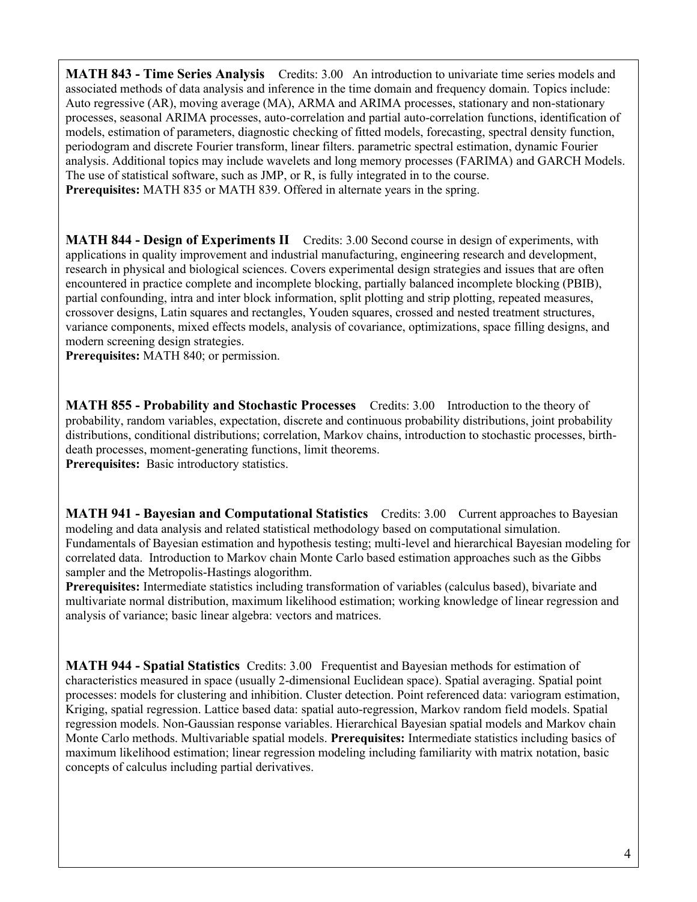**MATH 843 - Time Series Analysis** Credits: 3.00 An introduction to univariate time series models and associated methods of data analysis and inference in the time domain and frequency domain. Topics include: Auto regressive (AR), moving average (MA), ARMA and ARIMA processes, stationary and non-stationary processes, seasonal ARIMA processes, auto-correlation and partial auto-correlation functions, identification of models, estimation of parameters, diagnostic checking of fitted models, forecasting, spectral density function, periodogram and discrete Fourier transform, linear filters. parametric spectral estimation, dynamic Fourier analysis. Additional topics may include wavelets and long memory processes (FARIMA) and GARCH Models. The use of statistical software, such as JMP, or R, is fully integrated in to the course.
**Prerequisites:** MATH 835 or MATH 839. Offered in alternate years in the spring.

**MATH 844 - Design of Experiments II** Credits: 3.00 Second course in design of experiments, with applications in quality improvement and industrial manufacturing, engineering research and development, research in physical and biological sciences. Covers experimental design strategies and issues that are often encountered in practice complete and incomplete blocking, partially balanced incomplete blocking (PBIB), partial confounding, intra and inter block information, split plotting and strip plotting, repeated measures, crossover designs, Latin squares and rectangles, Youden squares, crossed and nested treatment structures, variance components, mixed effects models, analysis of covariance, optimizations, space filling designs, and modern screening design strategies.
**Prerequisites:** MATH 840; or permission.

**MATH 855 - Probability and Stochastic Processes** Credits: 3.00 Introduction to the theory of probability, random variables, expectation, discrete and continuous probability distributions, joint probability distributions, conditional distributions; correlation, Markov chains, introduction to stochastic processes, birth-death processes, moment-generating functions, limit theorems.
**Prerequisites:** Basic introductory statistics.

**MATH 941 - Bayesian and Computational Statistics** Credits: 3.00 Current approaches to Bayesian modeling and data analysis and related statistical methodology based on computational simulation. Fundamentals of Bayesian estimation and hypothesis testing; multi-level and hierarchical Bayesian modeling for correlated data. Introduction to Markov chain Monte Carlo based estimation approaches such as the Gibbs sampler and the Metropolis-Hastings alogorithm.
**Prerequisites:** Intermediate statistics including transformation of variables (calculus based), bivariate and multivariate normal distribution, maximum likelihood estimation; working knowledge of linear regression and analysis of variance; basic linear algebra: vectors and matrices.

**MATH 944 - Spatial Statistics** Credits: 3.00 Frequentist and Bayesian methods for estimation of characteristics measured in space (usually 2-dimensional Euclidean space). Spatial averaging. Spatial point processes: models for clustering and inhibition. Cluster detection. Point referenced data: variogram estimation, Kriging, spatial regression. Lattice based data: spatial auto-regression, Markov random field models. Spatial regression models. Non-Gaussian response variables. Hierarchical Bayesian spatial models and Markov chain Monte Carlo methods. Multivariable spatial models. **Prerequisites:** Intermediate statistics including basics of maximum likelihood estimation; linear regression modeling including familiarity with matrix notation, basic concepts of calculus including partial derivatives.